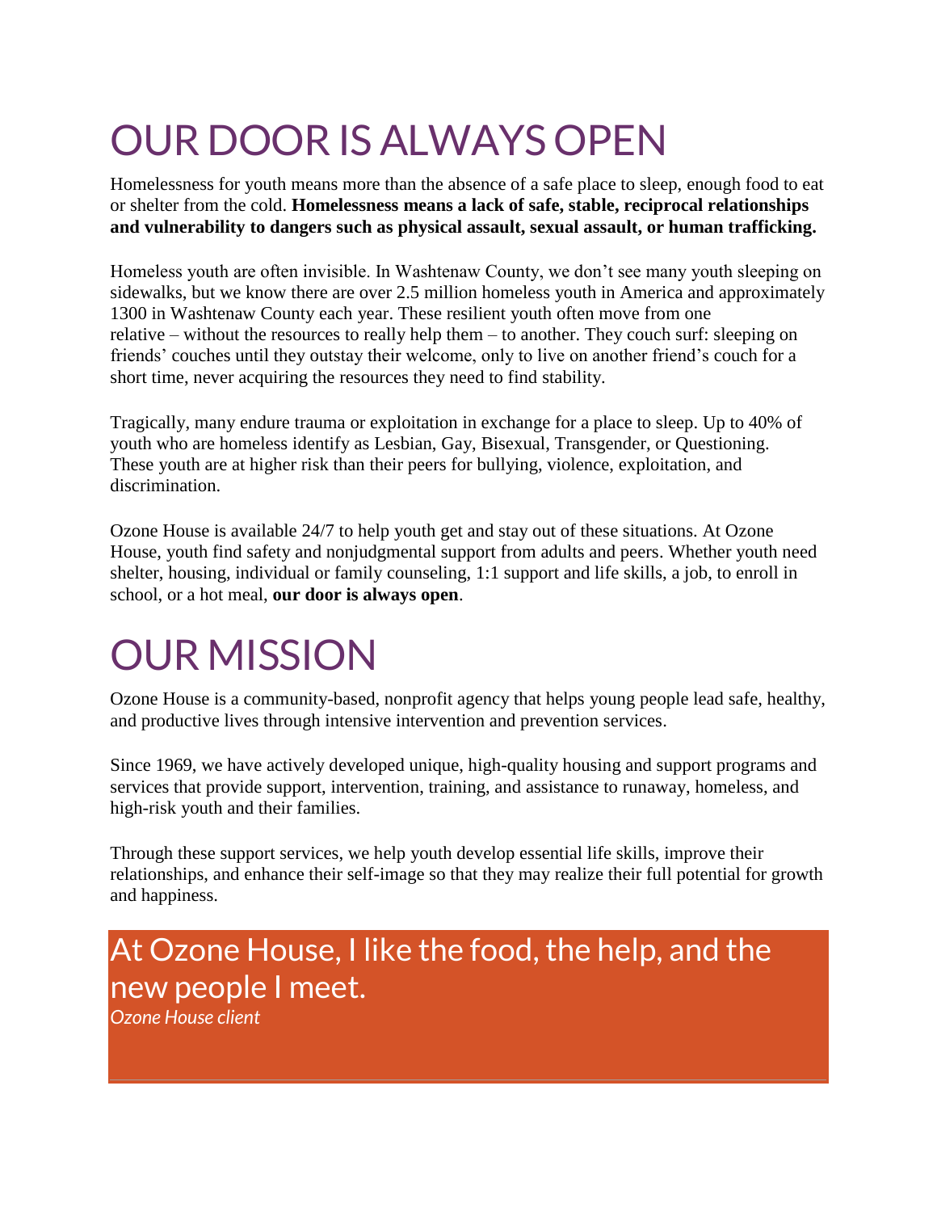# OUR DOOR IS ALWAYS OPEN

Homelessness for youth means more than the absence of a safe place to sleep, enough food to eat or shelter from the cold. **Homelessness means a lack of safe, stable, reciprocal relationships and vulnerability to dangers such as physical assault, sexual assault, or human trafficking.**

Homeless youth are often invisible. In Washtenaw County, we don't see many youth sleeping on sidewalks, but we know there are over 2.5 million homeless youth in America and approximately 1300 in Washtenaw County each year. These resilient youth often move from one relative – without the resources to really help them – to another. They couch surf: sleeping on friends' couches until they outstay their welcome, only to live on another friend's couch for a short time, never acquiring the resources they need to find stability.

Tragically, many endure trauma or exploitation in exchange for a place to sleep. Up to 40% of youth who are homeless identify as Lesbian, Gay, Bisexual, Transgender, or Questioning. These youth are at higher risk than their peers for bullying, violence, exploitation, and discrimination.

Ozone House is available 24/7 to help youth get and stay out of these situations. At Ozone House, youth find safety and nonjudgmental support from adults and peers. Whether youth need shelter, housing, individual or family counseling, 1:1 support and life skills, a job, to enroll in school, or a hot meal, **our door is always open**.

# OUR MISSION

Ozone House is a community-based, nonprofit agency that helps young people lead safe, healthy, and productive lives through intensive intervention and prevention services.

Since 1969, we have actively developed unique, high-quality housing and support programs and services that provide support, intervention, training, and assistance to runaway, homeless, and high-risk youth and their families.

Through these support services, we help youth develop essential life skills, improve their relationships, and enhance their self-image so that they may realize their full potential for growth and happiness.

> At Ozone House, I like the food, the help, and the new people I meet.
>
> *Ozone House client*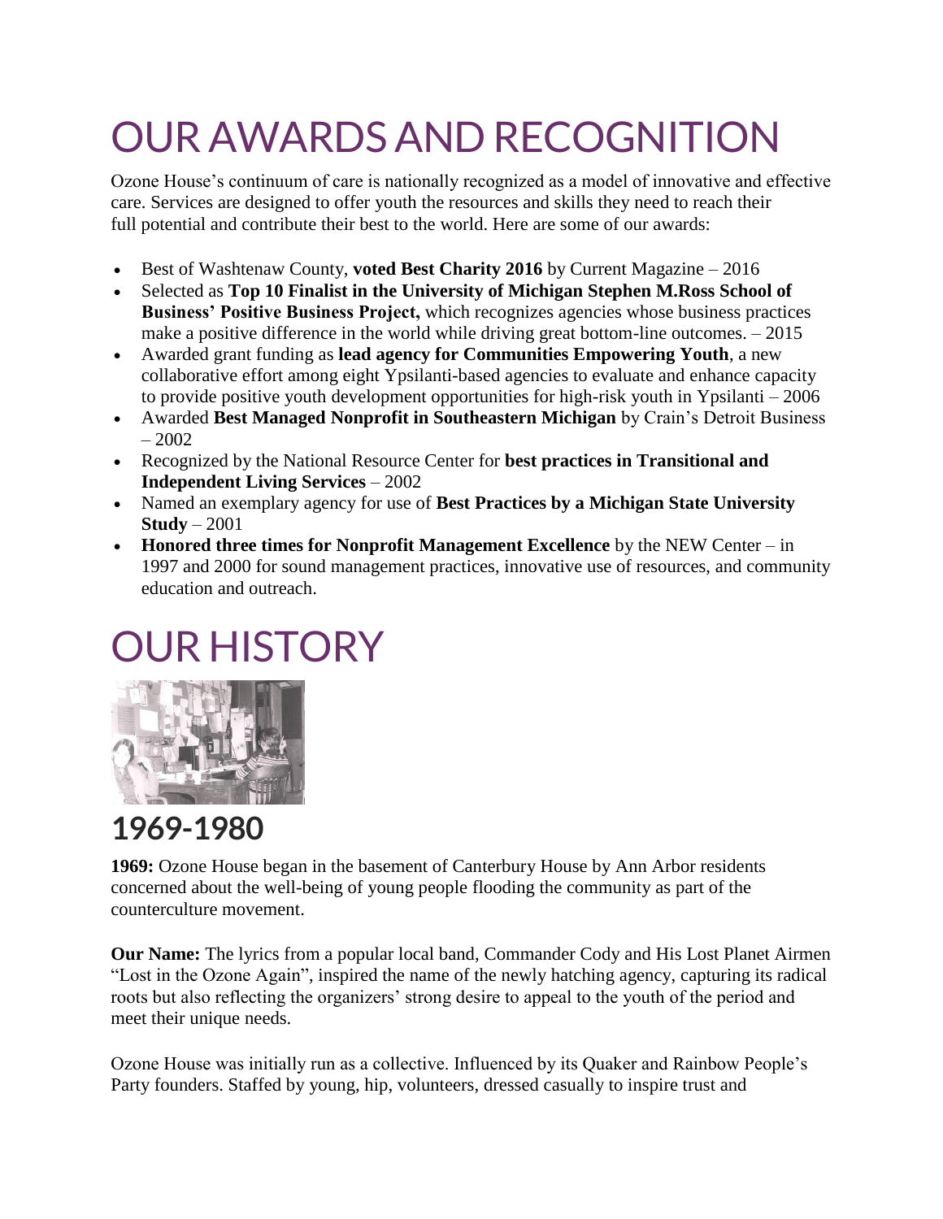# OUR AWARDS AND RECOGNITION

Ozone House's continuum of care is nationally recognized as a model of innovative and effective care. Services are designed to offer youth the resources and skills they need to reach their full potential and contribute their best to the world. Here are some of our awards:

- Best of Washtenaw County, **voted Best Charity 2016** by Current Magazine – 2016
- Selected as **Top 10 Finalist in the University of Michigan Stephen M.Ross School of Business' Positive Business Project,** which recognizes agencies whose business practices make a positive difference in the world while driving great bottom-line outcomes. – 2015
- Awarded grant funding as **lead agency for Communities Empowering Youth**, a new collaborative effort among eight Ypsilanti-based agencies to evaluate and enhance capacity to provide positive youth development opportunities for high-risk youth in Ypsilanti – 2006
- Awarded **Best Managed Nonprofit in Southeastern Michigan** by Crain's Detroit Business – 2002
- Recognized by the National Resource Center for **best practices in Transitional and Independent Living Services** – 2002
- Named an exemplary agency for use of **Best Practices by a Michigan State University Study** – 2001
- **Honored three times for Nonprofit Management Excellence** by the NEW Center – in 1997 and 2000 for sound management practices, innovative use of resources, and community education and outreach.

# OUR HISTORY

## 1969-1980

**1969:** Ozone House began in the basement of Canterbury House by Ann Arbor residents concerned about the well-being of young people flooding the community as part of the counterculture movement.

**Our Name:** The lyrics from a popular local band, Commander Cody and His Lost Planet Airmen "Lost in the Ozone Again", inspired the name of the newly hatching agency, capturing its radical roots but also reflecting the organizers' strong desire to appeal to the youth of the period and meet their unique needs.

Ozone House was initially run as a collective. Influenced by its Quaker and Rainbow People's Party founders. Staffed by young, hip, volunteers, dressed casually to inspire trust and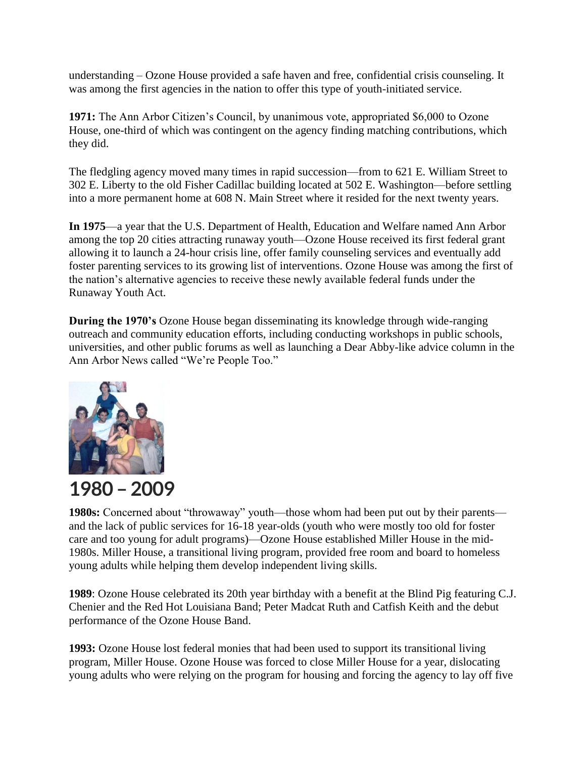understanding – Ozone House provided a safe haven and free, confidential crisis counseling. It was among the first agencies in the nation to offer this type of youth-initiated service.

**1971:** The Ann Arbor Citizen's Council, by unanimous vote, appropriated $6,000 to Ozone House, one-third of which was contingent on the agency finding matching contributions, which they did.

The fledgling agency moved many times in rapid succession—from to 621 E. William Street to 302 E. Liberty to the old Fisher Cadillac building located at 502 E. Washington—before settling into a more permanent home at 608 N. Main Street where it resided for the next twenty years.

**In 1975**—a year that the U.S. Department of Health, Education and Welfare named Ann Arbor among the top 20 cities attracting runaway youth—Ozone House received its first federal grant allowing it to launch a 24-hour crisis line, offer family counseling services and eventually add foster parenting services to its growing list of interventions. Ozone House was among the first of the nation's alternative agencies to receive these newly available federal funds under the Runaway Youth Act.

**During the 1970's** Ozone House began disseminating its knowledge through wide-ranging outreach and community education efforts, including conducting workshops in public schools, universities, and other public forums as well as launching a Dear Abby-like advice column in the Ann Arbor News called "We're People Too."

# 1980 – 2009

**1980s:** Concerned about "throwaway" youth—those whom had been put out by their parents—and the lack of public services for 16-18 year-olds (youth who were mostly too old for foster care and too young for adult programs)—Ozone House established Miller House in the mid-1980s. Miller House, a transitional living program, provided free room and board to homeless young adults while helping them develop independent living skills.

**1989**: Ozone House celebrated its 20th year birthday with a benefit at the Blind Pig featuring C.J. Chenier and the Red Hot Louisiana Band; Peter Madcat Ruth and Catfish Keith and the debut performance of the Ozone House Band.

**1993:** Ozone House lost federal monies that had been used to support its transitional living program, Miller House. Ozone House was forced to close Miller House for a year, dislocating young adults who were relying on the program for housing and forcing the agency to lay off five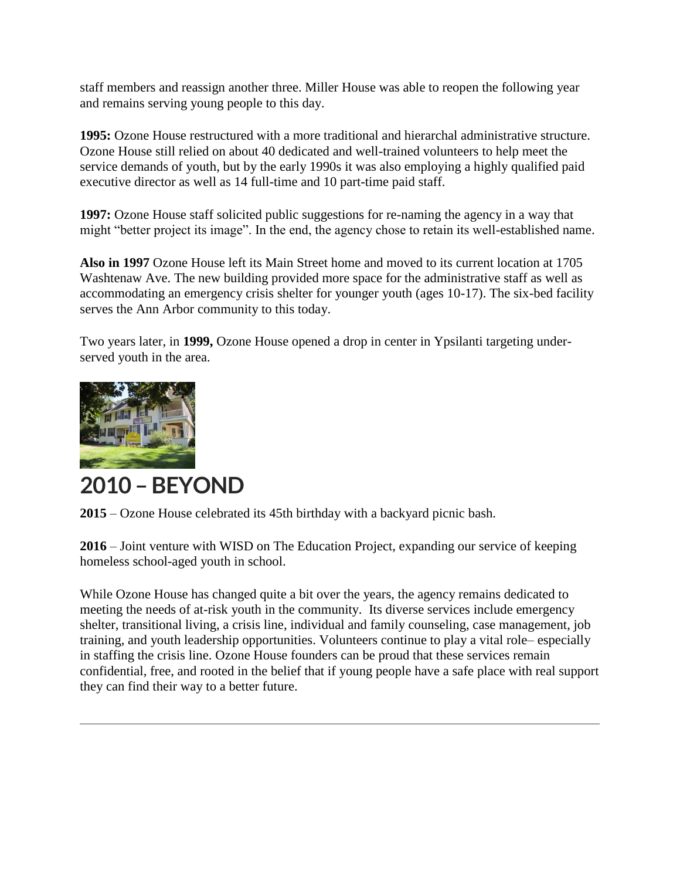staff members and reassign another three. Miller House was able to reopen the following year and remains serving young people to this day.

**1995:** Ozone House restructured with a more traditional and hierarchal administrative structure. Ozone House still relied on about 40 dedicated and well-trained volunteers to help meet the service demands of youth, but by the early 1990s it was also employing a highly qualified paid executive director as well as 14 full-time and 10 part-time paid staff.

**1997:** Ozone House staff solicited public suggestions for re-naming the agency in a way that might "better project its image". In the end, the agency chose to retain its well-established name.

**Also in 1997** Ozone House left its Main Street home and moved to its current location at 1705 Washtenaw Ave. The new building provided more space for the administrative staff as well as accommodating an emergency crisis shelter for younger youth (ages 10-17). The six-bed facility serves the Ann Arbor community to this today.

Two years later, in **1999,** Ozone House opened a drop in center in Ypsilanti targeting under-served youth in the area.

# 2010 – BEYOND

**2015** – Ozone House celebrated its 45th birthday with a backyard picnic bash.

**2016** – Joint venture with WISD on The Education Project, expanding our service of keeping homeless school-aged youth in school.

While Ozone House has changed quite a bit over the years, the agency remains dedicated to meeting the needs of at-risk youth in the community. Its diverse services include emergency shelter, transitional living, a crisis line, individual and family counseling, case management, job training, and youth leadership opportunities. Volunteers continue to play a vital role– especially in staffing the crisis line. Ozone House founders can be proud that these services remain confidential, free, and rooted in the belief that if young people have a safe place with real support they can find their way to a better future.